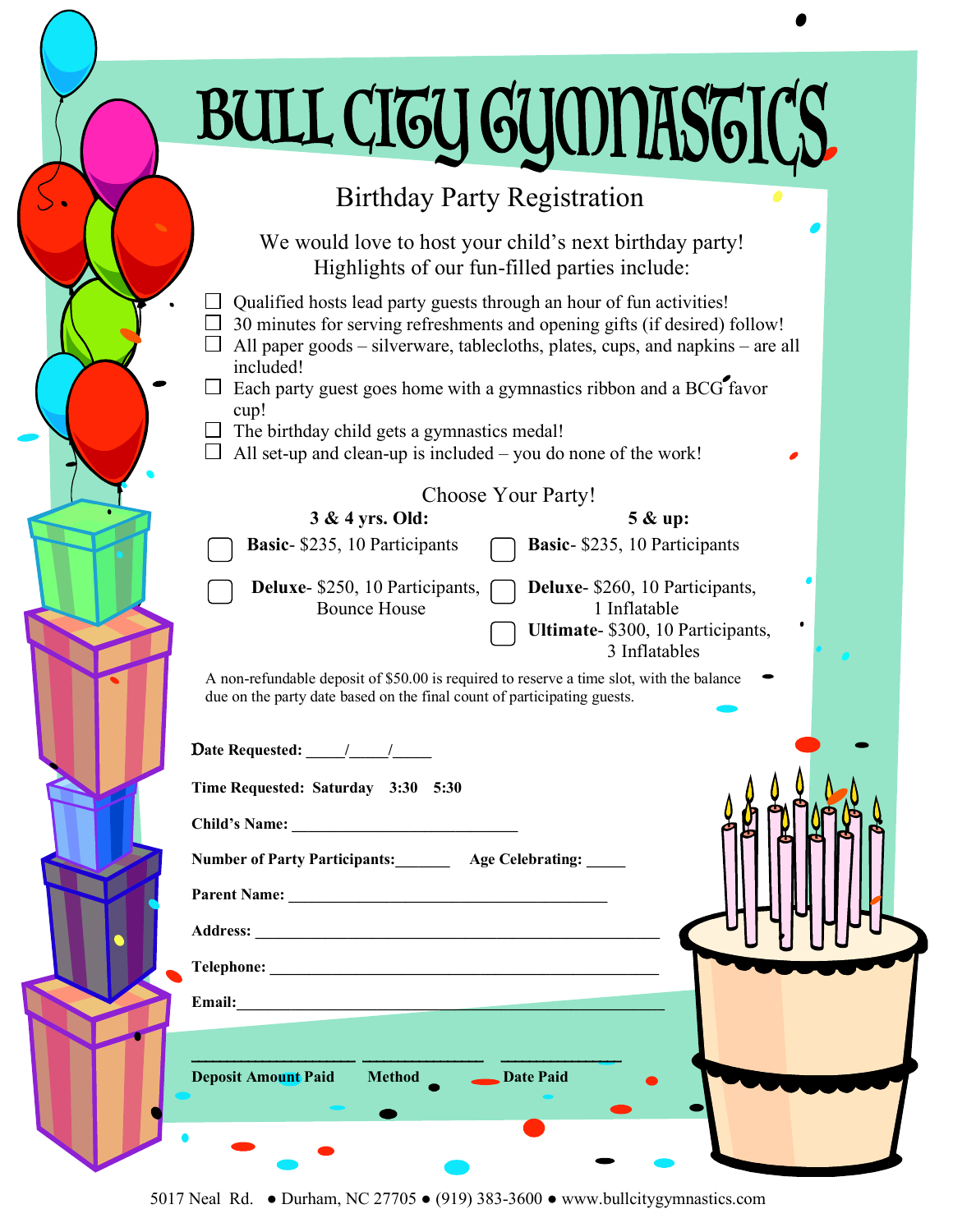# BULL CITY GYMNASTICS

## Birthday Party Registration

We would love to host your child's next birthday party!
Highlights of our fun-filled parties include:

- ☐ Qualified hosts lead party guests through an hour of fun activities!
- ☐ 30 minutes for serving refreshments and opening gifts (if desired) follow!
- ☐ All paper goods – silverware, tablecloths, plates, cups, and napkins – are all included!
- ☐ Each party guest goes home with a gymnastics ribbon and a BCG favor cup!
- ☐ The birthday child gets a gymnastics medal!
- ☐ All set-up and clean-up is included – you do none of the work!

### Choose Your Party!

| 3 & 4 yrs. Old: | 5 & up: |
|---|---|
| ☐ **Basic**- $235, 10 Participants | ☐ **Basic**- $235, 10 Participants |
| ☐ **Deluxe**- $250, 10 Participants, Bounce House | ☐ **Deluxe**- $260, 10 Participants, 1 Inflatable |
| | ☐ **Ultimate**- $300, 10 Participants, 3 Inflatables |

A non-refundable deposit of $50.00 is required to reserve a time slot, with the balance due on the party date based on the final count of participating guests.

**Date Requested:** _____/_____/_____

**Time Requested: Saturday 3:30 5:30**

**Child's Name:** ____________________________

**Number of Party Participants:**_______ **Age Celebrating:** _____

**Parent Name:** ________________________________________

**Address:** __________________________________________________

**Telephone:** ________________________________________________

**Email:**______________________________________________________

____________________ ______________ ______________
**Deposit Amount Paid** **Method** **Date Paid**

5017 Neal Rd. ● Durham, NC 27705 ● (919) 383-3600 ● www.bullcitygymnastics.com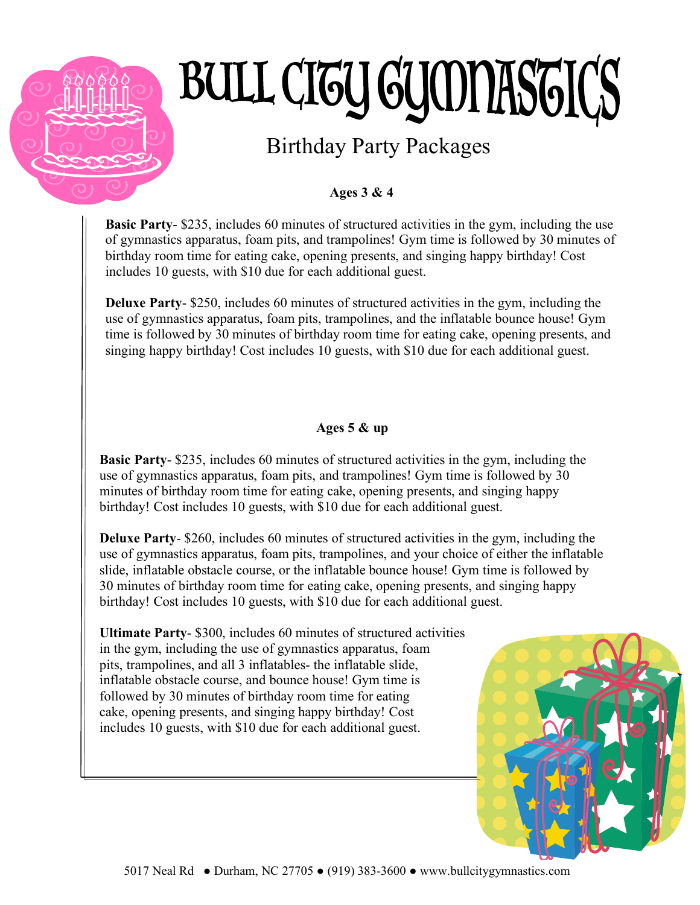# BULL CITY GYMNASTICS

## Birthday Party Packages

### Ages 3 & 4

**Basic Party**- $235, includes 60 minutes of structured activities in the gym, including the use of gymnastics apparatus, foam pits, and trampolines! Gym time is followed by 30 minutes of birthday room time for eating cake, opening presents, and singing happy birthday! Cost includes 10 guests, with $10 due for each additional guest.

**Deluxe Party**- $250, includes 60 minutes of structured activities in the gym, including the use of gymnastics apparatus, foam pits, trampolines, and the inflatable bounce house! Gym time is followed by 30 minutes of birthday room time for eating cake, opening presents, and singing happy birthday! Cost includes 10 guests, with $10 due for each additional guest.

### Ages 5 & up

**Basic Party**- $235, includes 60 minutes of structured activities in the gym, including the use of gymnastics apparatus, foam pits, and trampolines! Gym time is followed by 30 minutes of birthday room time for eating cake, opening presents, and singing happy birthday! Cost includes 10 guests, with $10 due for each additional guest.

**Deluxe Party**- $260, includes 60 minutes of structured activities in the gym, including the use of gymnastics apparatus, foam pits, trampolines, and your choice of either the inflatable slide, inflatable obstacle course, or the inflatable bounce house! Gym time is followed by 30 minutes of birthday room time for eating cake, opening presents, and singing happy birthday! Cost includes 10 guests, with $10 due for each additional guest.

**Ultimate Party**- $300, includes 60 minutes of structured activities in the gym, including the use of gymnastics apparatus, foam pits, trampolines, and all 3 inflatables- the inflatable slide, inflatable obstacle course, and bounce house! Gym time is followed by 30 minutes of birthday room time for eating cake, opening presents, and singing happy birthday! Cost includes 10 guests, with $10 due for each additional guest.

5017 Neal Rd ● Durham, NC 27705 ● (919) 383-3600 ● www.bullcitygymnastics.com